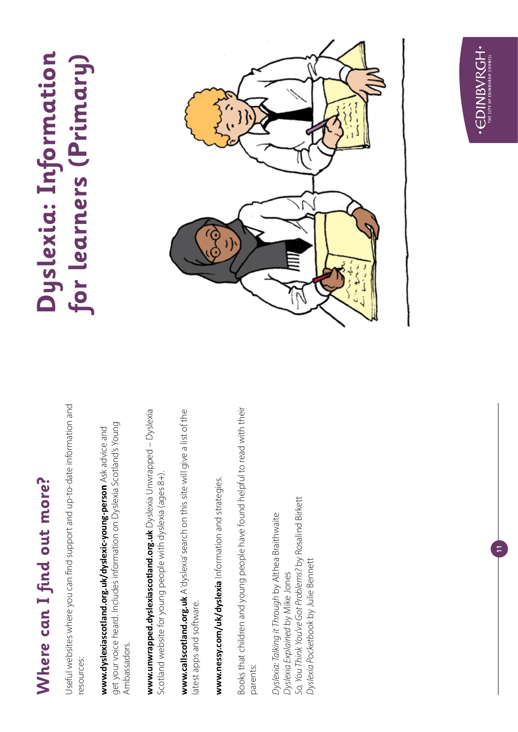## Where can I find out more?

Useful websites where you can find support and up-to-date information and resources:

**www.dyslexiascotland.org.uk/dyslexic-young-person** Ask advice and get your voice heard. Includes information on Dyslexia Scotland's Young Ambassadors.

**www.unwrapped.dyslexiascotland.org.uk** Dyslexia Unwrapped – Dyslexia Scotland website for young people with dyslexia (ages 8+).

**www.callscotland.org.uk** A 'dyslexia' search on this site will give a list of the latest apps and software.

**www.nessy.com/uk/dyslexia** Information and strategies.

Books that children and young people have found helpful to read with their parents:

*Dyslexia: Talking it Through* by Althea Braithwaite
*Dyslexia Explained* by Mike Jones
*So, You Think You've Got Problems?* by Rosalind Birkett
*Dyslexia Pocketbook* by Julie Bennett

# Dyslexia: Information for learners (Primary)

EDINBURGH
THE CITY OF EDINBURGH COUNCIL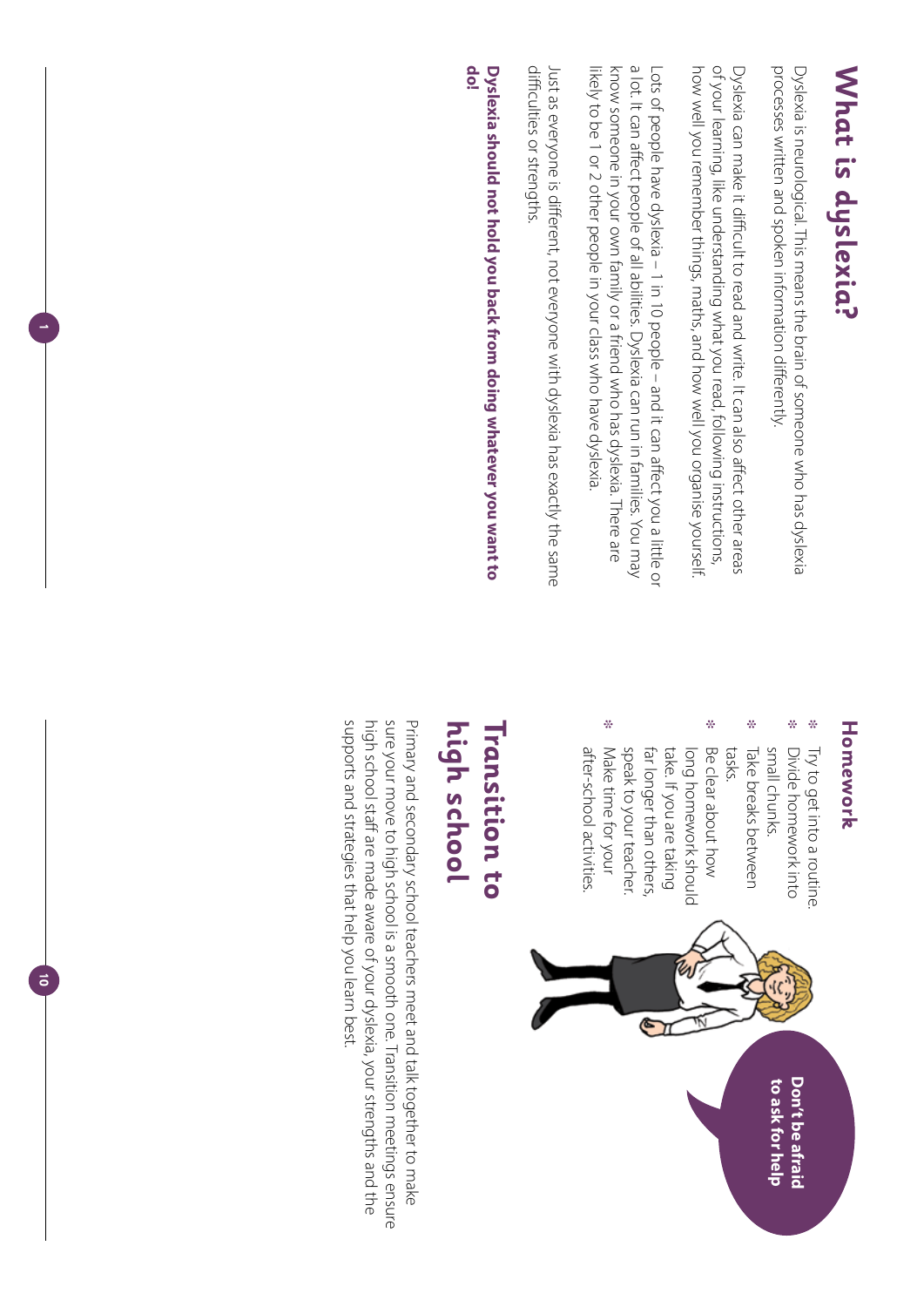# What is dyslexia?

Dyslexia is neurological. This means the brain of someone who has dyslexia processes written and spoken information differently.

Dyslexia can make it difficult to read and write. It can also affect other areas of your learning, like understanding what you read, following instructions, how well you remember things, maths, and how well you organise yourself.

Lots of people have dyslexia – 1 in 10 people – and it can affect you a little or a lot. It can affect people of all abilities. Dyslexia can run in families. You may know someone in your own family or a friend who has dyslexia. There are likely to be 1 or 2 other people in your class who have dyslexia.

Just as everyone is different, not everyone with dyslexia has exactly the same difficulties or strengths.

**Dyslexia should not hold you back from doing whatever you want to do!**

## Homework

- Try to get into a routine.
- Divide homework into small chunks.
- Take breaks between tasks.
- Be clear about how long homework should take. If you are taking far longer than others, speak to your teacher.
- Make time for your after-school activities.

**Don't be afraid to ask for help**

## Transition to high school

Primary and secondary school teachers meet and talk together to make sure your move to high school is a smooth one. Transition meetings ensure high school staff are made aware of your dyslexia, your strengths and the supports and strategies that help you learn best.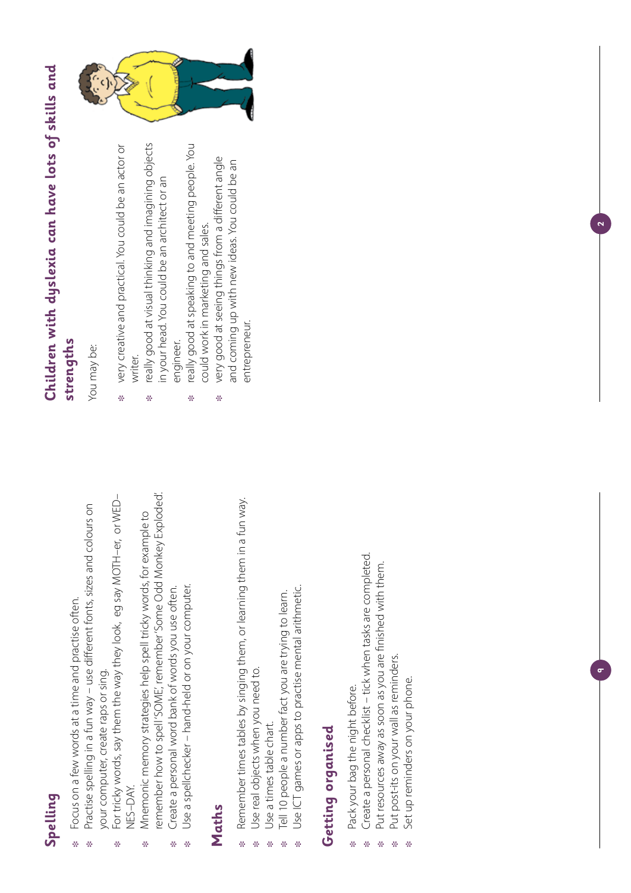## Spelling

- Focus on a few words at a time and practise often.
- Practise spelling in a fun way – use different fonts, sizes and colours on your computer, create raps or sing.
- For tricky words, say them the way they look, eg say MOTH–er, or WED–NES–DAY.
- Mnemonic memory strategies help spell tricky words, for example to remember how to spell 'SOME', remember 'Some Odd Monkey Exploded'.
- Create a personal word bank of words you use often.
- Use a spellchecker – hand-held or on your computer.

## Maths

- Remember times tables by singing them, or learning them in a fun way.
- Use real objects when you need to.
- Use a times table chart.
- Tell 10 people a number fact you are trying to learn.
- Use ICT games or apps to practise mental arithmetic.

## Getting organised

- Pack your bag the night before.
- Create a personal checklist – tick when tasks are completed.
- Put resources away as soon as you are finished with them.
- Put post-its on your wall as reminders.
- Set up reminders on your phone.

## Children with dyslexia can have lots of skills and strengths

You may be:

- very creative and practical. You could be an actor or writer.
- really good at visual thinking and imagining objects in your head. You could be an architect or an engineer.
- really good at speaking to and meeting people. You could work in marketing and sales.
- very good at seeing things from a different angle and coming up with new ideas. You could be an entrepreneur.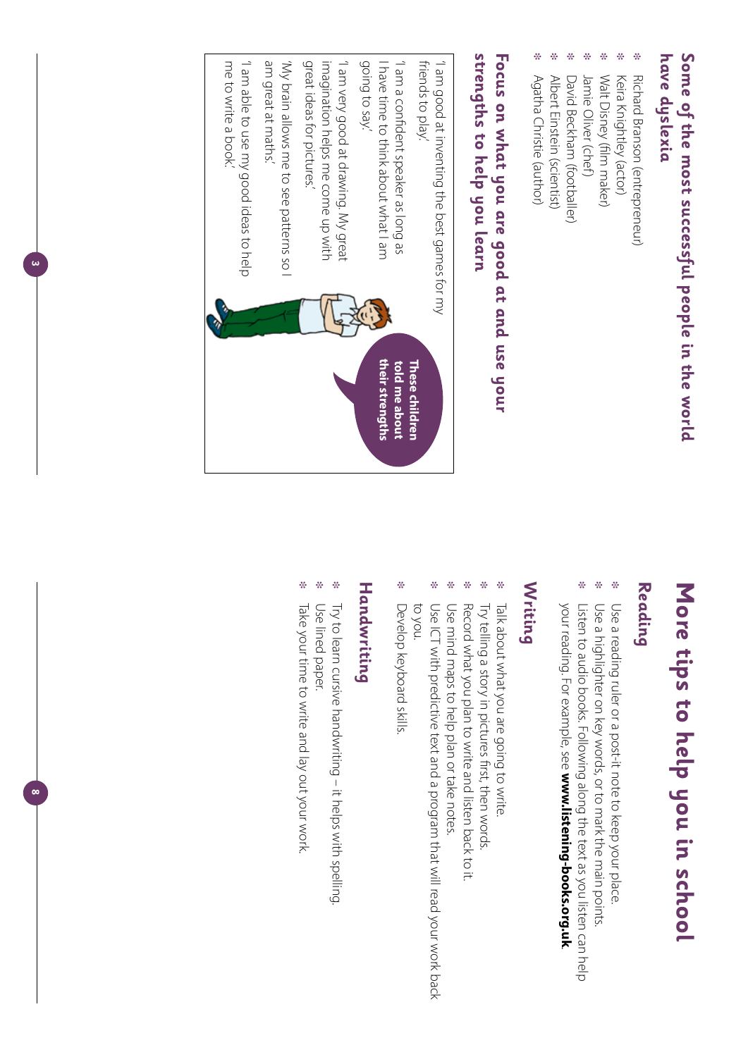## Some of the most successful people in the world have dyslexia

- Richard Branson (entrepreneur)
- Keira Knightley (actor)
- Walt Disney (film maker)
- Jamie Oliver (chef)
- David Beckham (footballer)
- Albert Einstein (scientist)
- Agatha Christie (author)

## Focus on what you are good at and use your strengths to help you learn

**These children told me about their strengths**

'I am good at inventing the best games for my friends to play.'

'I am a confident speaker as long as I have time to think about what I am going to say.'

'I am very good at drawing. My great imagination helps me come up with great ideas for pictures.'

'My brain allows me to see patterns so I am great at maths.'

'I am able to use my good ideas to help me to write a book.'

# More tips to help you in school

## Reading

- Use a reading ruler or a post-it note to keep your place.
- Use a highlighter on key words, or to mark the main points.
- Listen to audio books. Following along the text as you listen can help your reading. For example, see **www.listening-books.org.uk**

## Writing

- Talk about what you are going to write.
- Try telling a story in pictures first, then words.
- Record what you plan to write and listen back to it.
- Use mind maps to help plan or take notes.
- Use ICT with predictive text and a program that will read your work back to you.
- Develop keyboard skills.

## Handwriting

- Try to learn cursive handwriting – it helps with spelling.
- Use lined paper.
- Take your time to write and lay out your work.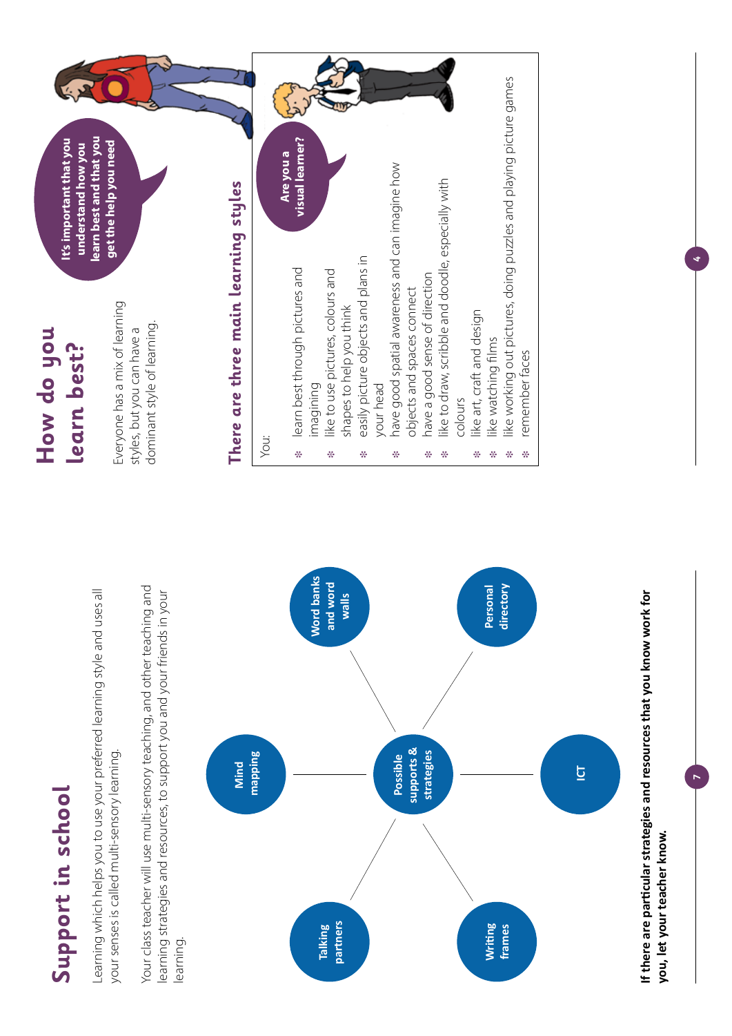# Support in school

Learning which helps you to use your preferred learning style and uses all your senses is called multi-sensory learning.

Your class teacher will use multi-sensory teaching, and other teaching and learning strategies and resources, to support you and your friends in your learning.

**Possible supports & strategies**

- Mind mapping
- Word banks and word walls
- Personal directory
- ICT
- Writing frames
- Talking partners

**If there are particular strategies and resources that you know work for you, let your teacher know.**

# How do you learn best?

Everyone has a mix of learning styles, but you can have a dominant style of learning.

**It's important that you understand how you learn best and that you get the help you need**

## There are three main learning styles

**Are you a visual learner?**

You:

- learn best through pictures and imagining
- like to use pictures, colours and shapes to help you think
- easily picture objects and plans in your head
- have good spatial awareness and can imagine how objects and spaces connect
- have a good sense of direction
- like to draw, scribble and doodle, especially with colours
- like art, craft and design
- like watching films
- like working out pictures, doing puzzles and playing picture games
- remember faces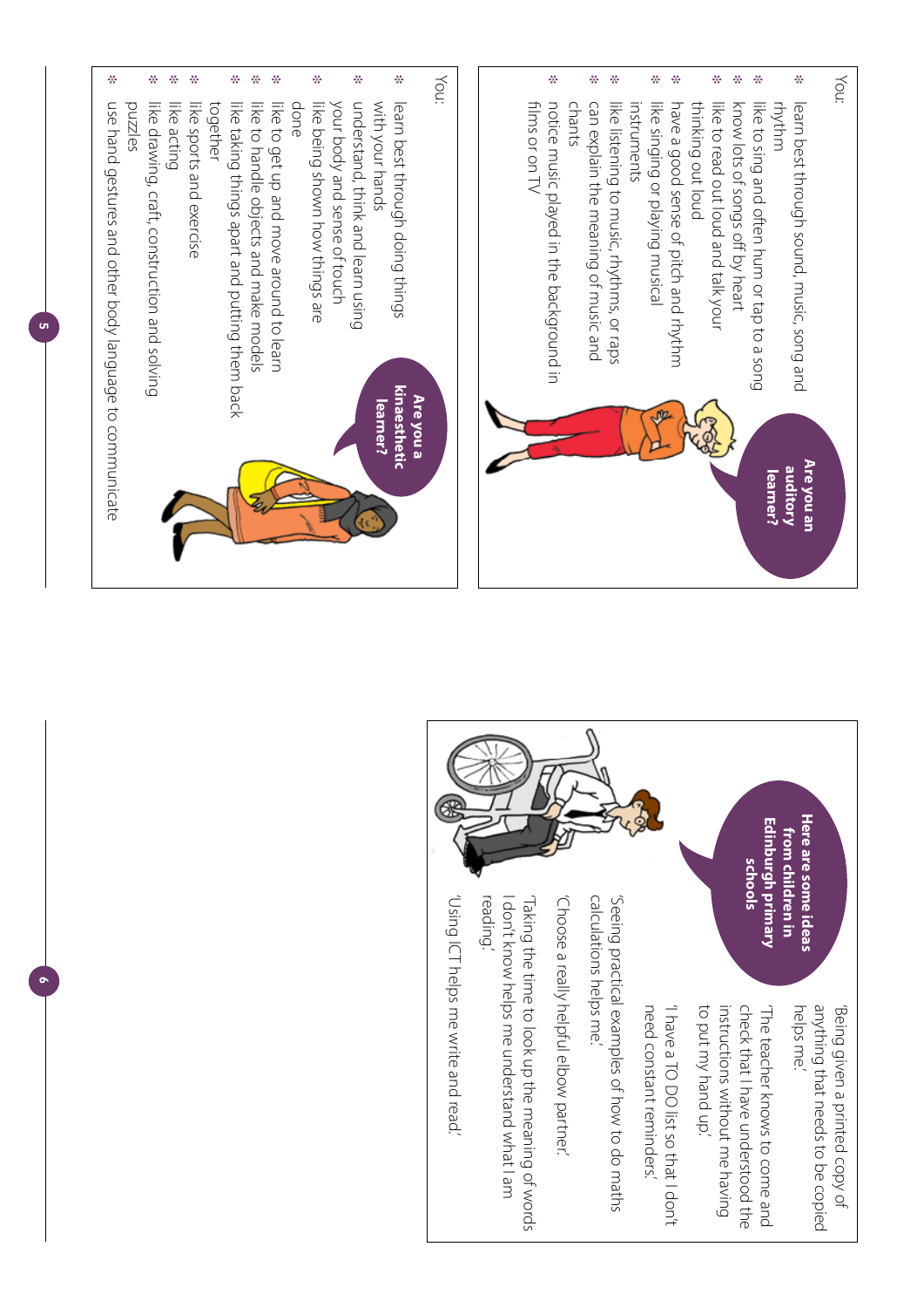## Are you an auditory learner?

You:

- learn best through sound, music, song and rhythm
- like to sing and often hum or tap to a song
- know lots of songs off by heart
- like to read out loud and talk your thinking out loud
- have a good sense of pitch and rhythm
- like singing or playing musical instruments
- like listening to music, rhythms, or raps
- can explain the meaning of music and chants
- notice music played in the background in films or on TV

## Are you a kinaesthetic learner?

You:

- learn best through doing things with your hands
- understand, think and learn using your body and sense of touch
- like being shown how things are done
- like to get up and move around to learn
- like to handle objects and make models
- like taking things apart and putting them back together
- like sports and exercise
- like acting
- like drawing, craft, construction and solving puzzles
- use hand gestures and other body language to communicate

## Here are some ideas from children in Edinburgh primary schools

'Being given a printed copy of anything that needs to be copied helps me.'

'The teacher knows to come and check that I have understood the instructions without me having to put my hand up.'

'I have a TO DO list so that I don't need constant reminders.'

'Seeing practical examples of how to do maths calculations helps me.'

'Choose a really helpful elbow partner.'

'Taking the time to look up the meaning of words I don't know helps me understand what I am reading.'

'Using ICT helps me write and read.'